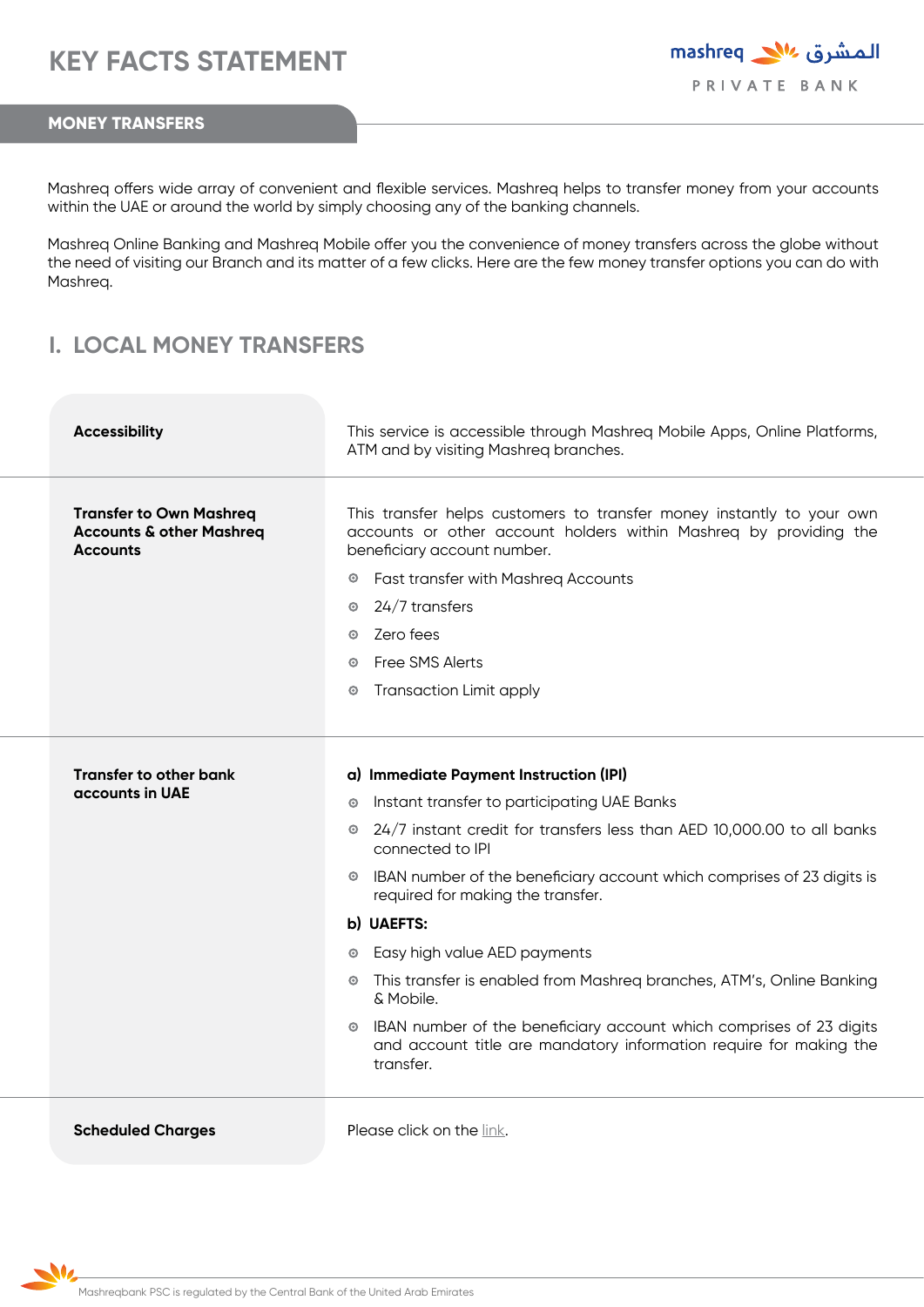# KEY FACTS STATEMENT

mashreq المشرق
PRIVATE BANK

## MONEY TRANSFERS

Mashreq offers wide array of convenient and flexible services. Mashreq helps to transfer money from your accounts within the UAE or around the world by simply choosing any of the banking channels.

Mashreq Online Banking and Mashreq Mobile offer you the convenience of money transfers across the globe without the need of visiting our Branch and its matter of a few clicks. Here are the few money transfer options you can do with Mashreq.

## I. LOCAL MONEY TRANSFERS

| | |
|---|---|
| **Accessibility** | This service is accessible through Mashreq Mobile Apps, Online Platforms, ATM and by visiting Mashreq branches. |
| **Transfer to Own Mashreq Accounts & other Mashreq Accounts** | This transfer helps customers to transfer money instantly to your own accounts or other account holders within Mashreq by providing the beneficiary account number.<br>• Fast transfer with Mashreq Accounts<br>• 24/7 transfers<br>• Zero fees<br>• Free SMS Alerts<br>• Transaction Limit apply |
| **Transfer to other bank accounts in UAE** | **a) Immediate Payment Instruction (IPI)**<br>• Instant transfer to participating UAE Banks<br>• 24/7 instant credit for transfers less than AED 10,000.00 to all banks connected to IPI<br>• IBAN number of the beneficiary account which comprises of 23 digits is required for making the transfer.<br>**b) UAEFTS:**<br>• Easy high value AED payments<br>• This transfer is enabled from Mashreq branches, ATM's, Online Banking & Mobile.<br>• IBAN number of the beneficiary account which comprises of 23 digits and account title are mandatory information require for making the transfer. |
| **Scheduled Charges** | Please click on the link. |

Mashreqbank PSC is regulated by the Central Bank of the United Arab Emirates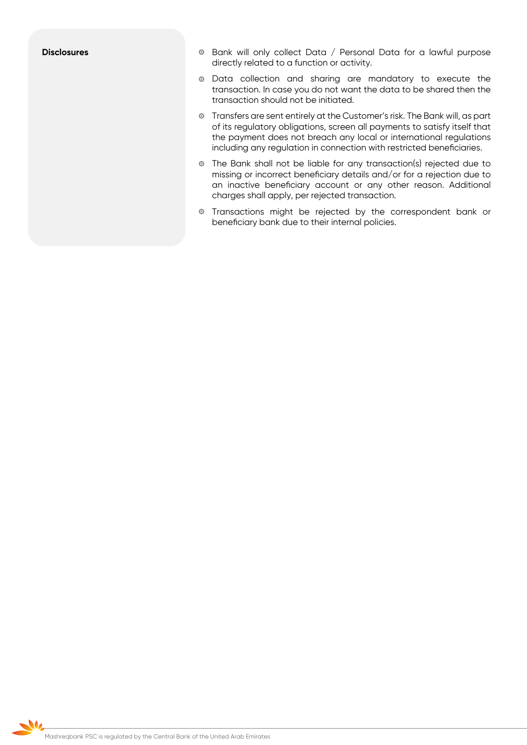**Disclosures**

- Bank will only collect Data / Personal Data for a lawful purpose directly related to a function or activity.
- Data collection and sharing are mandatory to execute the transaction. In case you do not want the data to be shared then the transaction should not be initiated.
- Transfers are sent entirely at the Customer's risk. The Bank will, as part of its regulatory obligations, screen all payments to satisfy itself that the payment does not breach any local or international regulations including any regulation in connection with restricted beneficiaries.
- The Bank shall not be liable for any transaction(s) rejected due to missing or incorrect beneficiary details and/or for a rejection due to an inactive beneficiary account or any other reason. Additional charges shall apply, per rejected transaction.
- Transactions might be rejected by the correspondent bank or beneficiary bank due to their internal policies.

Mashreqbank PSC is regulated by the Central Bank of the United Arab Emirates